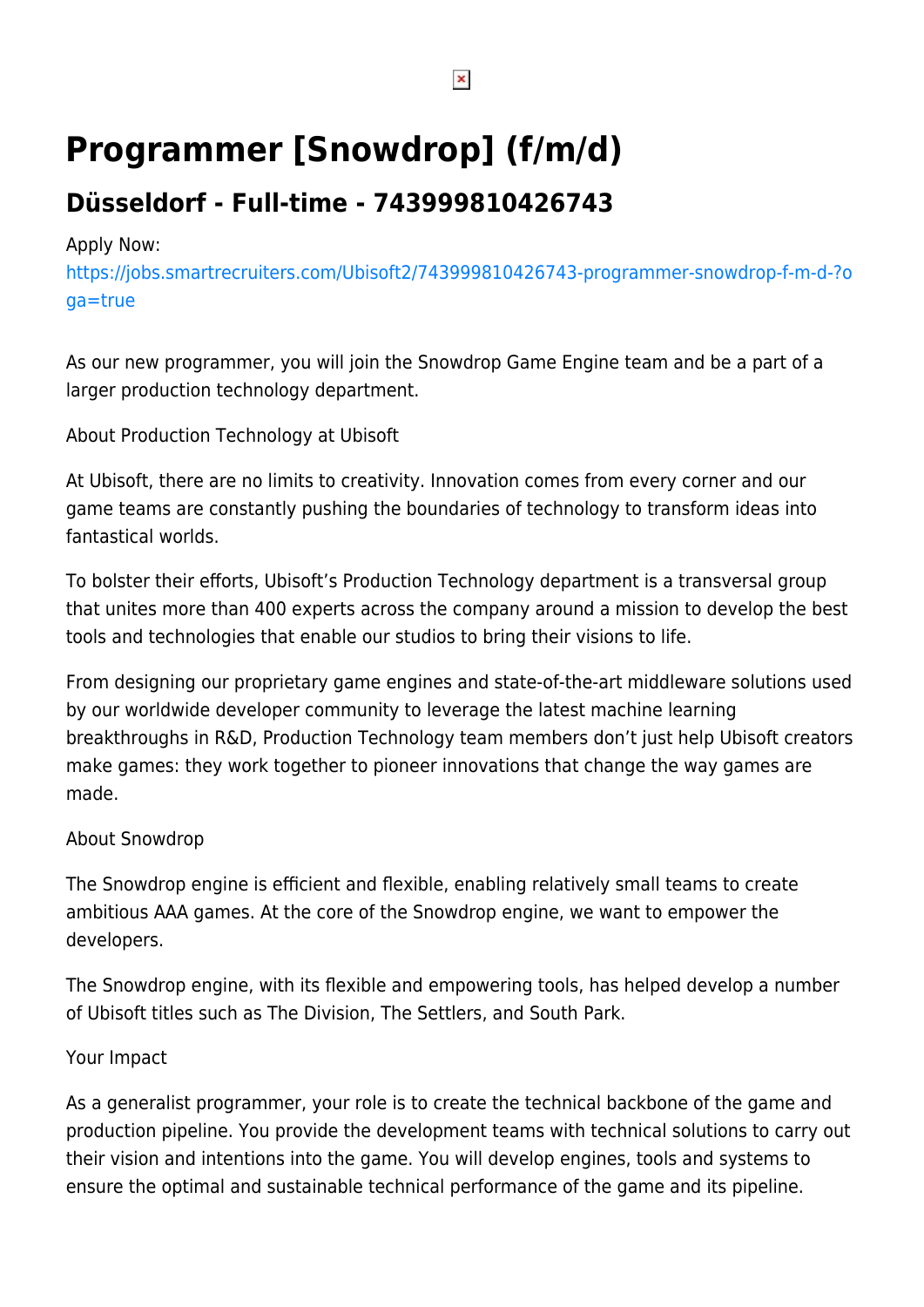# Programmer [Snowdrop] (f/m/d)

## Düsseldorf - Full-time - 743999810426743

Apply Now:
https://jobs.smartrecruiters.com/Ubisoft2/743999810426743-programmer-snowdrop-f-m-d-?oga=true

As our new programmer, you will join the Snowdrop Game Engine team and be a part of a larger production technology department.

About Production Technology at Ubisoft

At Ubisoft, there are no limits to creativity. Innovation comes from every corner and our game teams are constantly pushing the boundaries of technology to transform ideas into fantastical worlds.

To bolster their efforts, Ubisoft's Production Technology department is a transversal group that unites more than 400 experts across the company around a mission to develop the best tools and technologies that enable our studios to bring their visions to life.

From designing our proprietary game engines and state-of-the-art middleware solutions used by our worldwide developer community to leverage the latest machine learning breakthroughs in R&D, Production Technology team members don't just help Ubisoft creators make games: they work together to pioneer innovations that change the way games are made.

About Snowdrop

The Snowdrop engine is efficient and flexible, enabling relatively small teams to create ambitious AAA games. At the core of the Snowdrop engine, we want to empower the developers.

The Snowdrop engine, with its flexible and empowering tools, has helped develop a number of Ubisoft titles such as The Division, The Settlers, and South Park.

Your Impact

As a generalist programmer, your role is to create the technical backbone of the game and production pipeline. You provide the development teams with technical solutions to carry out their vision and intentions into the game. You will develop engines, tools and systems to ensure the optimal and sustainable technical performance of the game and its pipeline.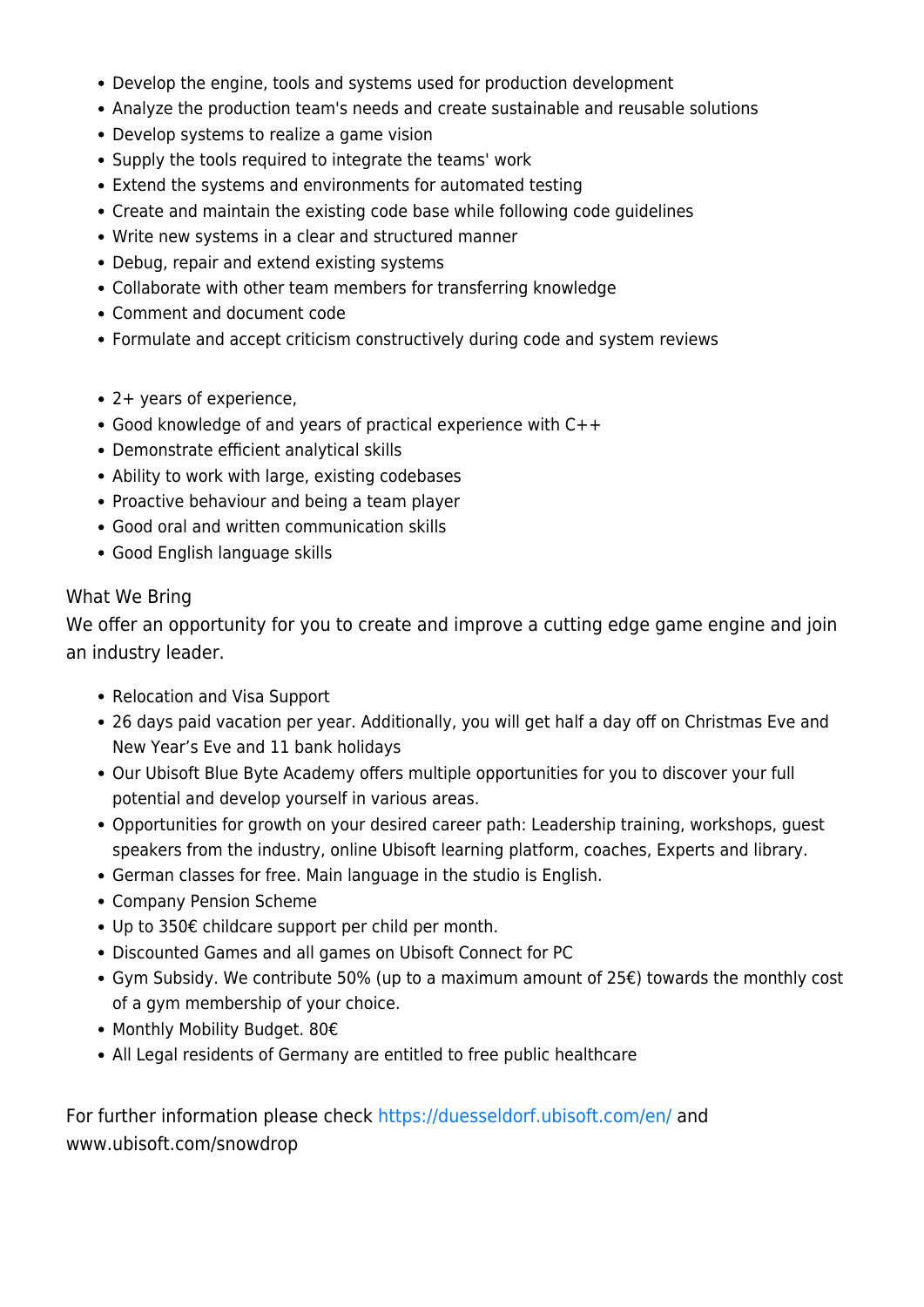- Develop the engine, tools and systems used for production development
- Analyze the production team's needs and create sustainable and reusable solutions
- Develop systems to realize a game vision
- Supply the tools required to integrate the teams' work
- Extend the systems and environments for automated testing
- Create and maintain the existing code base while following code guidelines
- Write new systems in a clear and structured manner
- Debug, repair and extend existing systems
- Collaborate with other team members for transferring knowledge
- Comment and document code
- Formulate and accept criticism constructively during code and system reviews

- 2+ years of experience,
- Good knowledge of and years of practical experience with C++
- Demonstrate efficient analytical skills
- Ability to work with large, existing codebases
- Proactive behaviour and being a team player
- Good oral and written communication skills
- Good English language skills

### What We Bring

We offer an opportunity for you to create and improve a cutting edge game engine and join an industry leader.

- Relocation and Visa Support
- 26 days paid vacation per year. Additionally, you will get half a day off on Christmas Eve and New Year's Eve and 11 bank holidays
- Our Ubisoft Blue Byte Academy offers multiple opportunities for you to discover your full potential and develop yourself in various areas.
- Opportunities for growth on your desired career path: Leadership training, workshops, guest speakers from the industry, online Ubisoft learning platform, coaches, Experts and library.
- German classes for free. Main language in the studio is English.
- Company Pension Scheme
- Up to 350€ childcare support per child per month.
- Discounted Games and all games on Ubisoft Connect for PC
- Gym Subsidy. We contribute 50% (up to a maximum amount of 25€) towards the monthly cost of a gym membership of your choice.
- Monthly Mobility Budget. 80€
- All Legal residents of Germany are entitled to free public healthcare

For further information please check https://duesseldorf.ubisoft.com/en/ and www.ubisoft.com/snowdrop